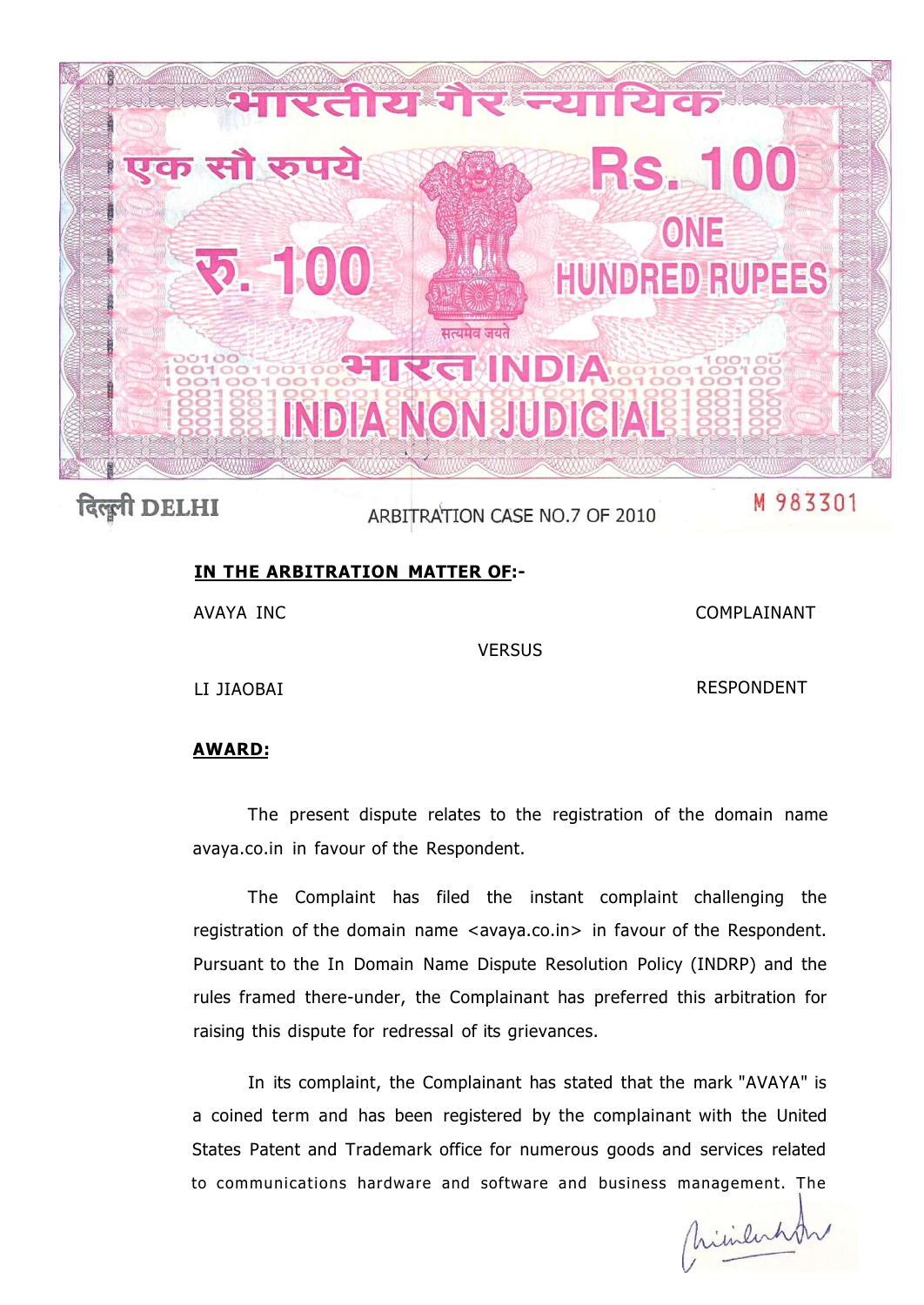भारतीय गैर न्यायिक

एक सौ रुपये Rs. 100

रु. 100 ONE HUNDRED RUPEES

सत्यमेव जयते

भारत INDIA

INDIA NON JUDICIAL

दिल्ली DELHI ARBITRATION CASE NO.7 OF 2010 M 983301

**IN THE ARBITRATION MATTER OF:-**

| | | |
|---|---|---|
| AVAYA INC | | COMPLAINANT |
| | VERSUS | |
| LI JIAOBAI | | RESPONDENT |

**AWARD:**

The present dispute relates to the registration of the domain name avaya.co.in in favour of the Respondent.

The Complaint has filed the instant complaint challenging the registration of the domain name <avaya.co.in> in favour of the Respondent. Pursuant to the In Domain Name Dispute Resolution Policy (INDRP) and the rules framed there-under, the Complainant has preferred this arbitration for raising this dispute for redressal of its grievances.

In its complaint, the Complainant has stated that the mark "AVAYA" is a coined term and has been registered by the complainant with the United States Patent and Trademark office for numerous goods and services related to communications hardware and software and business management. The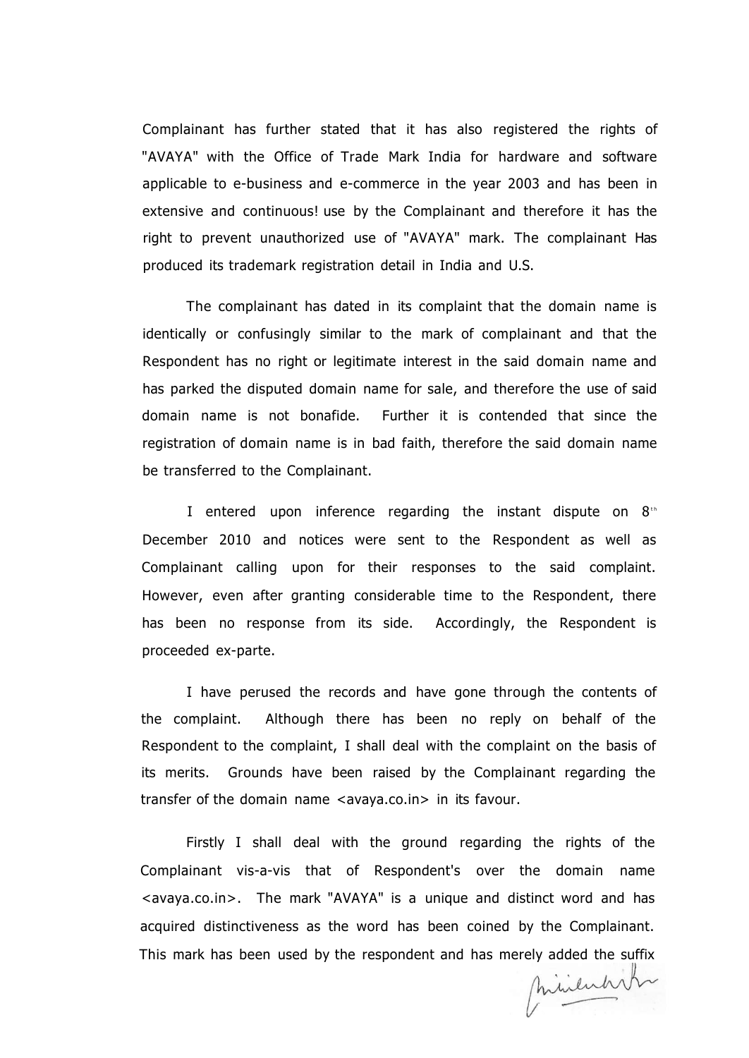Complainant has further stated that it has also registered the rights of "AVAYA" with the Office of Trade Mark India for hardware and software applicable to e-business and e-commerce in the year 2003 and has been in extensive and continuous! use by the Complainant and therefore it has the right to prevent unauthorized use of "AVAYA" mark. The complainant Has produced its trademark registration detail in India and U.S.

The complainant has dated in its complaint that the domain name is identically or confusingly similar to the mark of complainant and that the Respondent has no right or legitimate interest in the said domain name and has parked the disputed domain name for sale, and therefore the use of said domain name is not bonafide. Further it is contended that since the registration of domain name is in bad faith, therefore the said domain name be transferred to the Complainant.

I entered upon inference regarding the instant dispute on 8th December 2010 and notices were sent to the Respondent as well as Complainant calling upon for their responses to the said complaint. However, even after granting considerable time to the Respondent, there has been no response from its side. Accordingly, the Respondent is proceeded ex-parte.

I have perused the records and have gone through the contents of the complaint. Although there has been no reply on behalf of the Respondent to the complaint, I shall deal with the complaint on the basis of its merits. Grounds have been raised by the Complainant regarding the transfer of the domain name <avaya.co.in> in its favour.

Firstly I shall deal with the ground regarding the rights of the Complainant vis-a-vis that of Respondent's over the domain name <avaya.co.in>. The mark "AVAYA" is a unique and distinct word and has acquired distinctiveness as the word has been coined by the Complainant. This mark has been used by the respondent and has merely added the suffix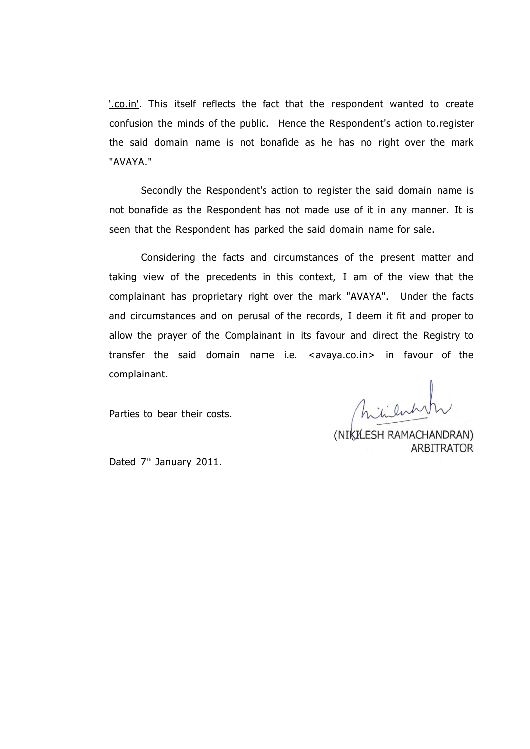'.co.in'. This itself reflects the fact that the respondent wanted to create confusion the minds of the public. Hence the Respondent's action to.register the said domain name is not bonafide as he has no right over the mark "AVAYA."

Secondly the Respondent's action to register the said domain name is not bonafide as the Respondent has not made use of it in any manner. It is seen that the Respondent has parked the said domain name for sale.

Considering the facts and circumstances of the present matter and taking view of the precedents in this context, I am of the view that the complainant has proprietary right over the mark "AVAYA". Under the facts and circumstances and on perusal of the records, I deem it fit and proper to allow the prayer of the Complainant in its favour and direct the Registry to transfer the said domain name i.e. <avaya.co.in> in favour of the complainant.

Parties to bear their costs.

(NIKILESH RAMACHANDRAN)
ARBITRATOR

Dated 7th January 2011.